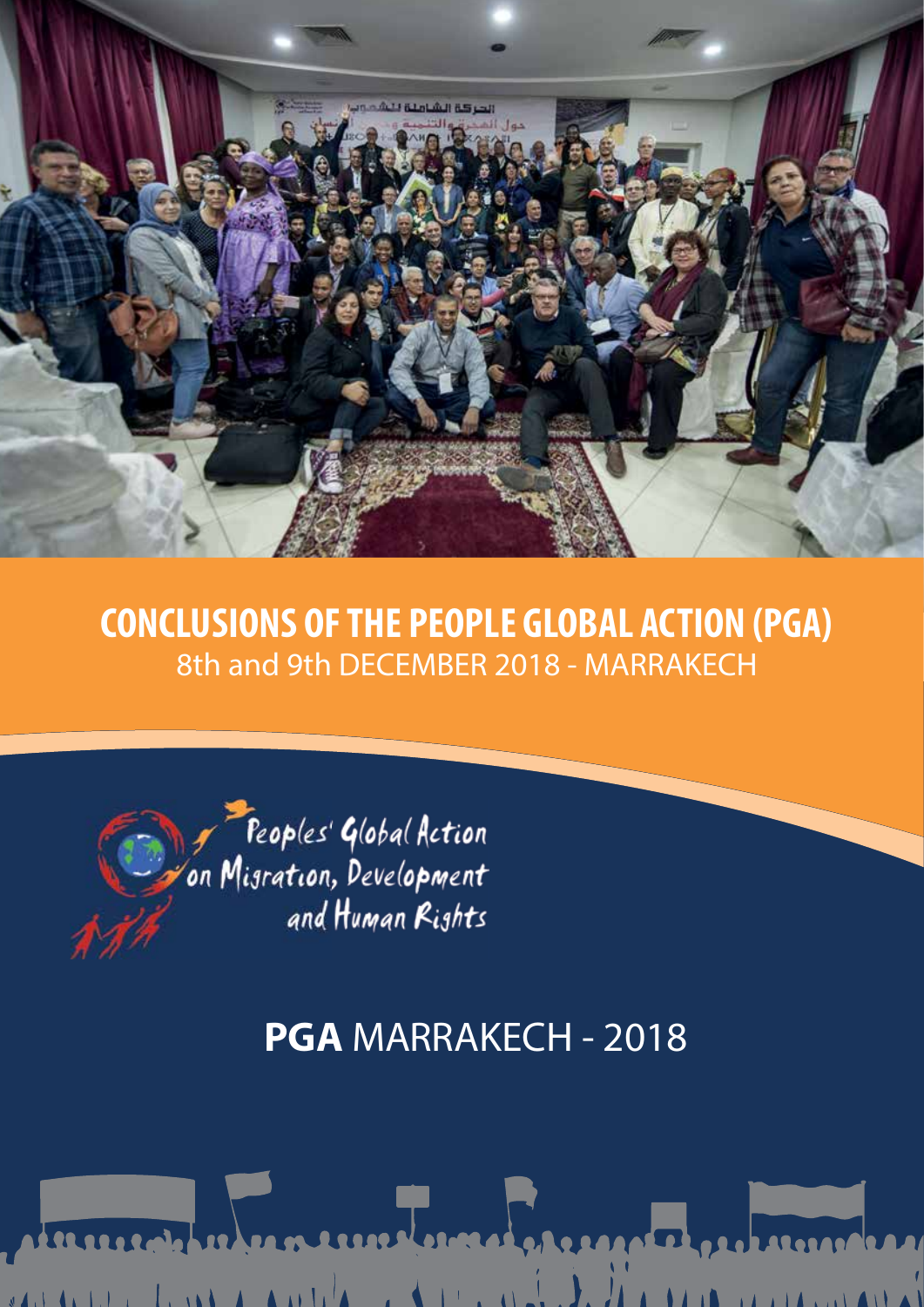# CONCLUSIONS OF THE PEOPLE GLOBAL ACTION (PGA)

8th and 9th DECEMBER 2018 - MARRAKECH

Peoples' Global Action on Migration, Development and Human Rights

## PGA MARRAKECH - 2018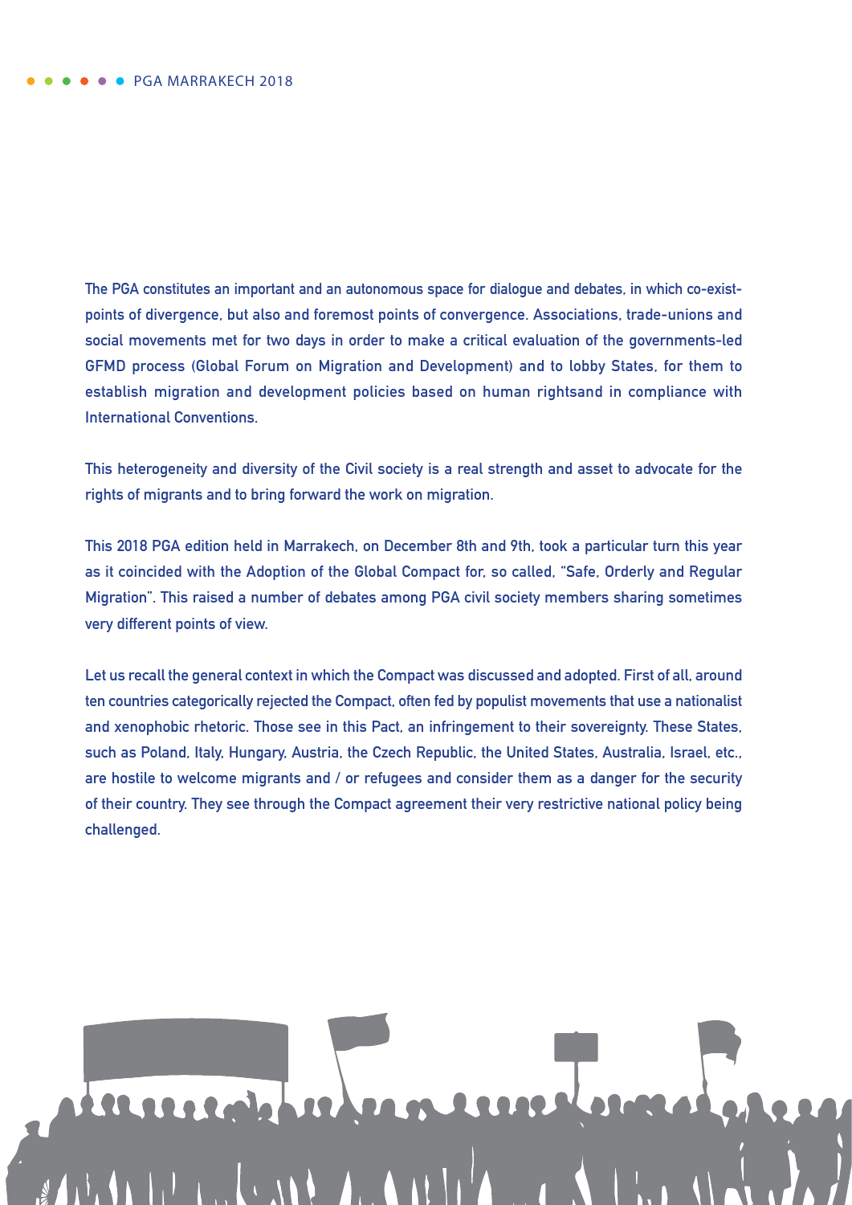The PGA constitutes an important and an autonomous space for dialogue and debates, in which co-exist-points of divergence, but also and foremost points of convergence. Associations, trade-unions and social movements met for two days in order to make a critical evaluation of the governments-led GFMD process (Global Forum on Migration and Development) and to lobby States, for them to establish migration and development policies based on human rightsand in compliance with International Conventions.

This heterogeneity and diversity of the Civil society is a real strength and asset to advocate for the rights of migrants and to bring forward the work on migration.

This 2018 PGA edition held in Marrakech, on December 8th and 9th, took a particular turn this year as it coincided with the Adoption of the Global Compact for, so called, "Safe, Orderly and Regular Migration". This raised a number of debates among PGA civil society members sharing sometimes very different points of view.

Let us recall the general context in which the Compact was discussed and adopted. First of all, around ten countries categorically rejected the Compact, often fed by populist movements that use a nationalist and xenophobic rhetoric. Those see in this Pact, an infringement to their sovereignty. These States, such as Poland, Italy, Hungary, Austria, the Czech Republic, the United States, Australia, Israel, etc., are hostile to welcome migrants and / or refugees and consider them as a danger for the security of their country. They see through the Compact agreement their very restrictive national policy being challenged.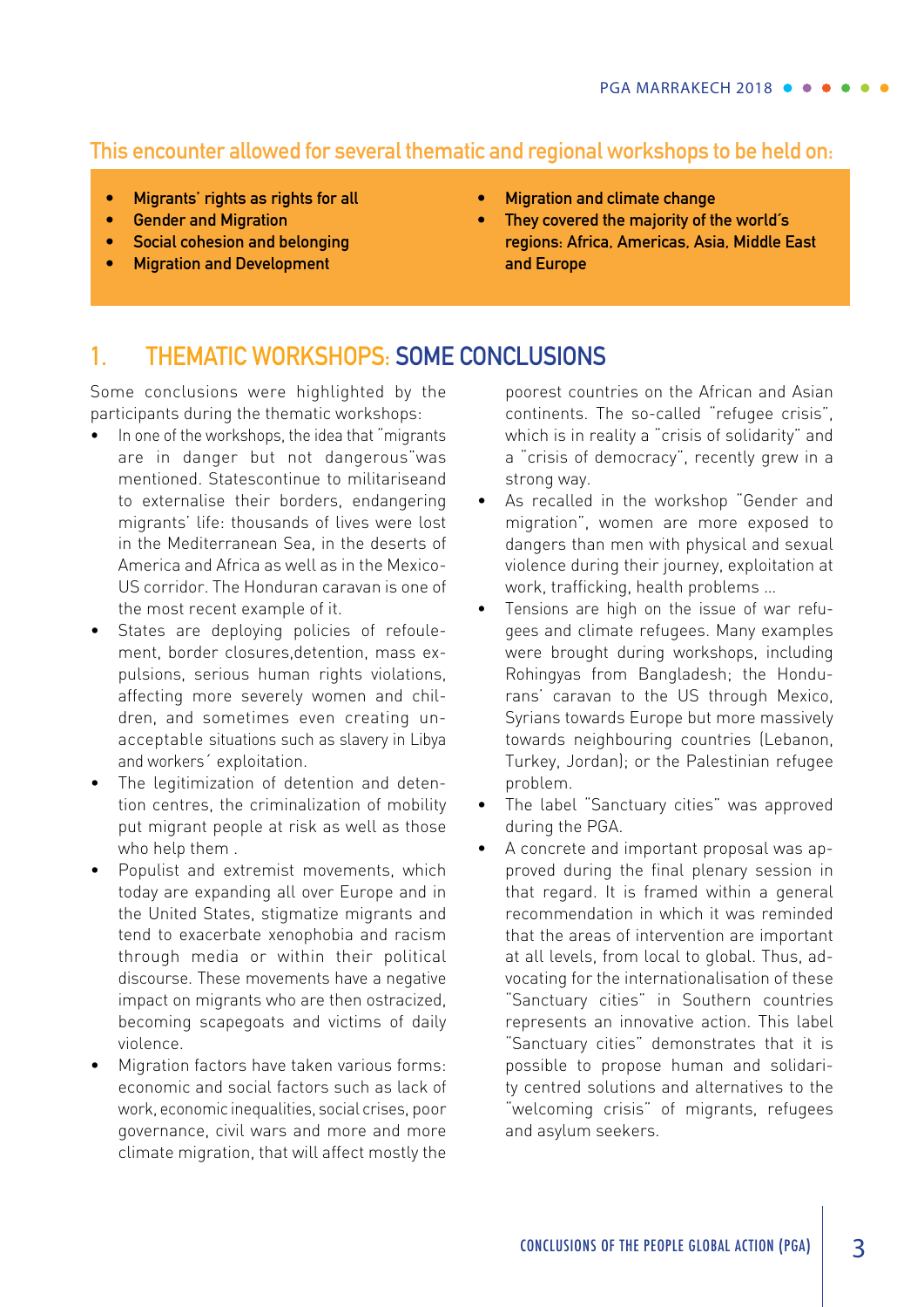## This encounter allowed for several thematic and regional workshops to be held on:

- **Migrants' rights as rights for all**
- **Gender and Migration**
- **Social cohesion and belonging**
- **Migration and Development**
- **Migration and climate change**
- **They covered the majority of the world´s regions: Africa, Americas, Asia, Middle East and Europe**

## 1. THEMATIC WORKSHOPS: SOME CONCLUSIONS

Some conclusions were highlighted by the participants during the thematic workshops:

- In one of the workshops, the idea that "migrants are in danger but not dangerous"was mentioned. Statescontinue to militariseand to externalise their borders, endangering migrants' life: thousands of lives were lost in the Mediterranean Sea, in the deserts of America and Africa as well as in the Mexico-US corridor. The Honduran caravan is one of the most recent example of it.
- States are deploying policies of refoulement, border closures,detention, mass expulsions, serious human rights violations, affecting more severely women and children, and sometimes even creating unacceptable situations such as slavery in Libya and workers´ exploitation.
- The legitimization of detention and detention centres, the criminalization of mobility put migrant people at risk as well as those who help them .
- Populist and extremist movements, which today are expanding all over Europe and in the United States, stigmatize migrants and tend to exacerbate xenophobia and racism through media or within their political discourse. These movements have a negative impact on migrants who are then ostracized, becoming scapegoats and victims of daily violence.
- Migration factors have taken various forms: economic and social factors such as lack of work, economic inequalities, social crises, poor governance, civil wars and more and more climate migration, that will affect mostly the poorest countries on the African and Asian continents. The so-called "refugee crisis", which is in reality a "crisis of solidarity" and a "crisis of democracy", recently grew in a strong way.
- As recalled in the workshop "Gender and migration", women are more exposed to dangers than men with physical and sexual violence during their journey, exploitation at work, trafficking, health problems ...
- Tensions are high on the issue of war refugees and climate refugees. Many examples were brought during workshops, including Rohingyas from Bangladesh; the Hondurans' caravan to the US through Mexico, Syrians towards Europe but more massively towards neighbouring countries (Lebanon, Turkey, Jordan); or the Palestinian refugee problem.
- The label "Sanctuary cities" was approved during the PGA.
- A concrete and important proposal was approved during the final plenary session in that regard. It is framed within a general recommendation in which it was reminded that the areas of intervention are important at all levels, from local to global. Thus, advocating for the internationalisation of these "Sanctuary cities" in Southern countries represents an innovative action. This label "Sanctuary cities" demonstrates that it is possible to propose human and solidarity centred solutions and alternatives to the "welcoming crisis" of migrants, refugees and asylum seekers.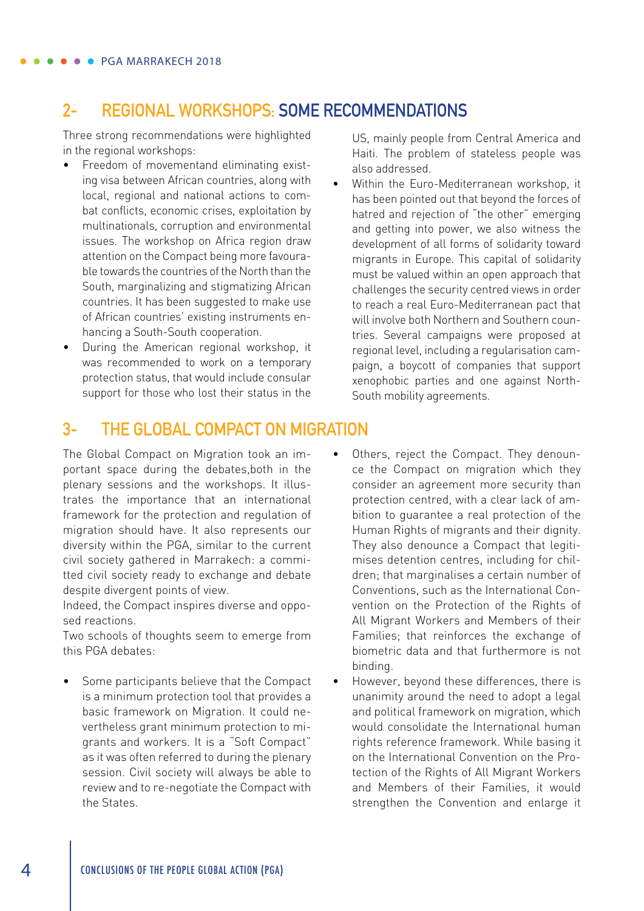## 2- REGIONAL WORKSHOPS: SOME RECOMMENDATIONS

Three strong recommendations were highlighted in the regional workshops:

- Freedom of movementand eliminating existing visa between African countries, along with local, regional and national actions to combat conflicts, economic crises, exploitation by multinationals, corruption and environmental issues. The workshop on Africa region draw attention on the Compact being more favourable towards the countries of the North than the South, marginalizing and stigmatizing African countries. It has been suggested to make use of African countries' existing instruments enhancing a South-South cooperation.
- During the American regional workshop, it was recommended to work on a temporary protection status, that would include consular support for those who lost their status in the US, mainly people from Central America and Haiti. The problem of stateless people was also addressed.
- Within the Euro-Mediterranean workshop, it has been pointed out that beyond the forces of hatred and rejection of "the other" emerging and getting into power, we also witness the development of all forms of solidarity toward migrants in Europe. This capital of solidarity must be valued within an open approach that challenges the security centred views in order to reach a real Euro-Mediterranean pact that will involve both Northern and Southern countries. Several campaigns were proposed at regional level, including a regularisation campaign, a boycott of companies that support xenophobic parties and one against North-South mobility agreements.

## 3- THE GLOBAL COMPACT ON MIGRATION

The Global Compact on Migration took an important space during the debates,both in the plenary sessions and the workshops. It illustrates the importance that an international framework for the protection and regulation of migration should have. It also represents our diversity within the PGA, similar to the current civil society gathered in Marrakech: a committed civil society ready to exchange and debate despite divergent points of view.

Indeed, the Compact inspires diverse and opposed reactions.

Two schools of thoughts seem to emerge from this PGA debates:

- Some participants believe that the Compact is a minimum protection tool that provides a basic framework on Migration. It could nevertheless grant minimum protection to migrants and workers. It is a "Soft Compact" as it was often referred to during the plenary session. Civil society will always be able to review and to re-negotiate the Compact with the States.
- Others, reject the Compact. They denounce the Compact on migration which they consider an agreement more security than protection centred, with a clear lack of ambition to guarantee a real protection of the Human Rights of migrants and their dignity. They also denounce a Compact that legitimises detention centres, including for children; that marginalises a certain number of Conventions, such as the International Convention on the Protection of the Rights of All Migrant Workers and Members of their Families; that reinforces the exchange of biometric data and that furthermore is not binding.
- However, beyond these differences, there is unanimity around the need to adopt a legal and political framework on migration, which would consolidate the International human rights reference framework. While basing it on the International Convention on the Protection of the Rights of All Migrant Workers and Members of their Families, it would strengthen the Convention and enlarge it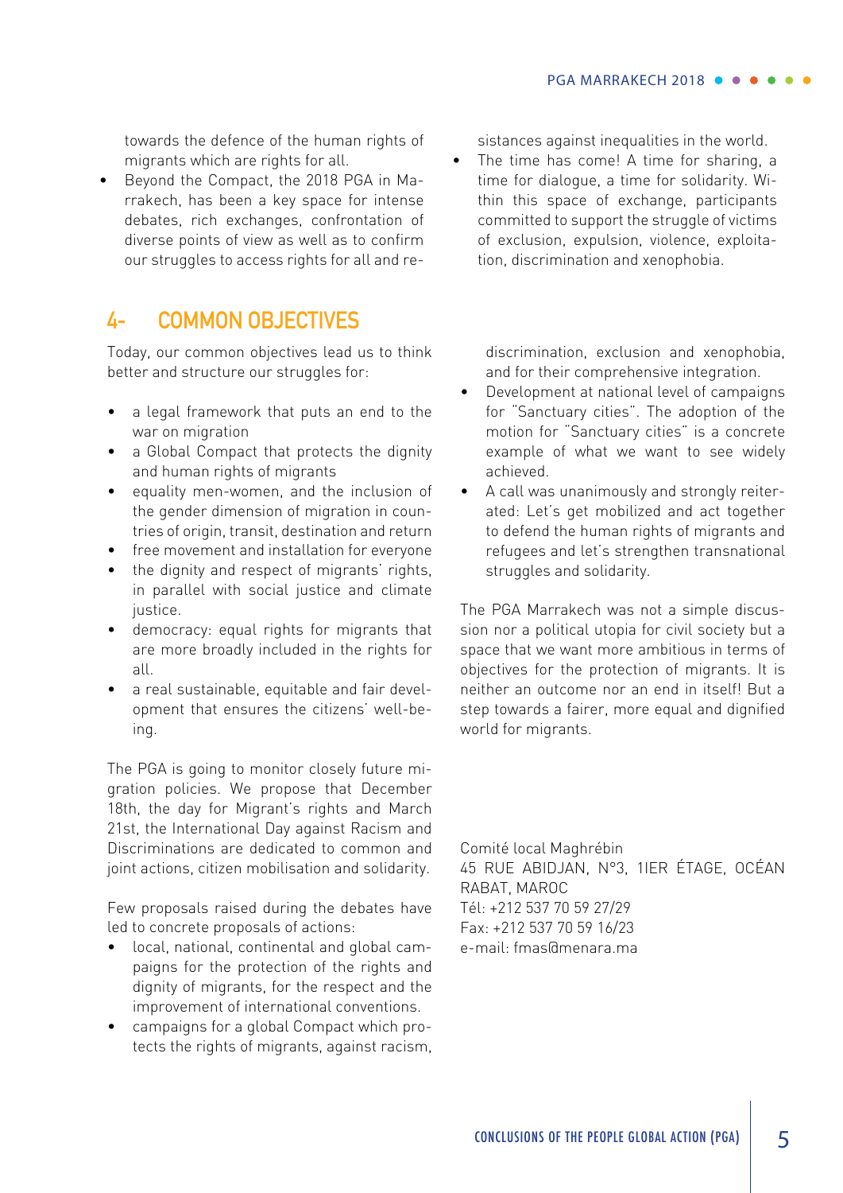towards the defence of the human rights of migrants which are rights for all.

- Beyond the Compact, the 2018 PGA in Marrakech, has been a key space for intense debates, rich exchanges, confrontation of diverse points of view as well as to confirm our struggles to access rights for all and resistances against inequalities in the world.
- The time has come! A time for sharing, a time for dialogue, a time for solidarity. Within this space of exchange, participants committed to support the struggle of victims of exclusion, expulsion, violence, exploitation, discrimination and xenophobia.

## 4- COMMON OBJECTIVES

Today, our common objectives lead us to think better and structure our struggles for:

- a legal framework that puts an end to the war on migration
- a Global Compact that protects the dignity and human rights of migrants
- equality men-women, and the inclusion of the gender dimension of migration in countries of origin, transit, destination and return
- free movement and installation for everyone
- the dignity and respect of migrants' rights, in parallel with social justice and climate justice.
- democracy: equal rights for migrants that are more broadly included in the rights for all.
- a real sustainable, equitable and fair development that ensures the citizens' well-being.

The PGA is going to monitor closely future migration policies. We propose that December 18th, the day for Migrant's rights and March 21st, the International Day against Racism and Discriminations are dedicated to common and joint actions, citizen mobilisation and solidarity.

Few proposals raised during the debates have led to concrete proposals of actions:

- local, national, continental and global campaigns for the protection of the rights and dignity of migrants, for the respect and the improvement of international conventions.
- campaigns for a global Compact which protects the rights of migrants, against racism, discrimination, exclusion and xenophobia, and for their comprehensive integration.
- Development at national level of campaigns for "Sanctuary cities". The adoption of the motion for "Sanctuary cities" is a concrete example of what we want to see widely achieved.
- A call was unanimously and strongly reiterated: Let's get mobilized and act together to defend the human rights of migrants and refugees and let's strengthen transnational struggles and solidarity.

The PGA Marrakech was not a simple discussion nor a political utopia for civil society but a space that we want more ambitious in terms of objectives for the protection of migrants. It is neither an outcome nor an end in itself! But a step towards a fairer, more equal and dignified world for migrants.

Comité local Maghrébin
45 RUE ABIDJAN, N°3, 1IER ÉTAGE, OCÉAN
RABAT, MAROC
Tél: +212 537 70 59 27/29
Fax: +212 537 70 59 16/23
e-mail: fmas@menara.ma